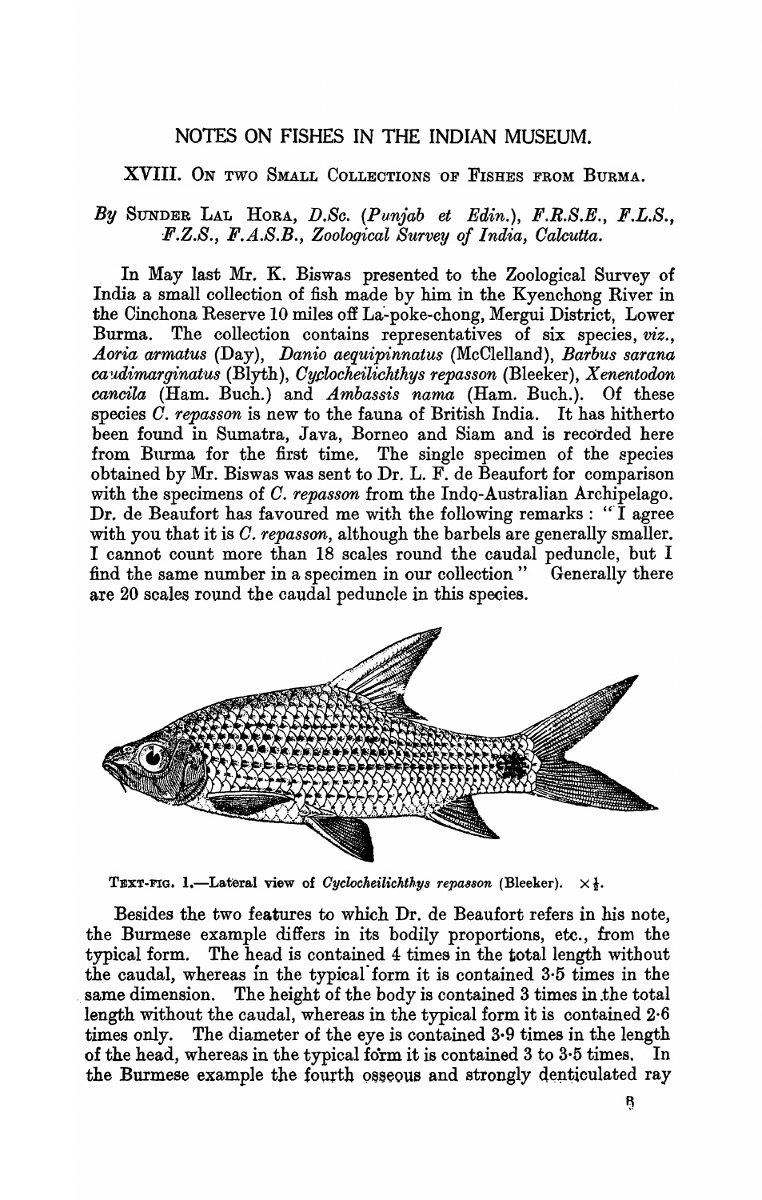# NOTES ON FISHES IN THE INDIAN MUSEUM.

## XVIII. On two Small Collections of Fishes from Burma.

*By* Sunder Lal Hora, *D.Sc.* (*Punjab et Edin.*), *F.R.S.E.*, *F.L.S.*, *F.Z.S.*, *F.A.S.B.*, *Zoological Survey of India, Calcutta.*

In May last Mr. K. Biswas presented to the Zoological Survey of India a small collection of fish made by him in the Kyenchong River in the Cinchona Reserve 10 miles off La-poke-chong, Mergui District, Lower Burma. The collection contains representatives of six species, *viz.*, *Aoria armatus* (Day), *Danio aequipinnatus* (McClelland), *Barbus sarana caudimarginatus* (Blyth), *Cyclocheilichthys repasson* (Bleeker), *Xenentodon cancila* (Ham. Buch.) and *Ambassis nama* (Ham. Buch.). Of these species *C. repasson* is new to the fauna of British India. It has hitherto been found in Sumatra, Java, Borneo and Siam and is recorded here from Burma for the first time. The single specimen of the species obtained by Mr. Biswas was sent to Dr. L. F. de Beaufort for comparison with the specimens of *C. repasson* from the Indo-Australian Archipelago. Dr. de Beaufort has favoured me with the following remarks : "I agree with you that it is *C. repasson*, although the barbels are generally smaller. I cannot count more than 18 scales round the caudal peduncle, but I find the same number in a specimen in our collection" Generally there are 20 scales round the caudal peduncle in this species.

Text-fig. 1.—Lateral view of *Cyclocheilichthys repasson* (Bleeker). × ½.

Besides the two features to which Dr. de Beaufort refers in his note, the Burmese example differs in its bodily proportions, etc., from the typical form. The head is contained 4 times in the total length without the caudal, whereas in the typical form it is contained 3·5 times in the same dimension. The height of the body is contained 3 times in the total length without the caudal, whereas in the typical form it is contained 2·6 times only. The diameter of the eye is contained 3·9 times in the length of the head, whereas in the typical form it is contained 3 to 3·5 times. In the Burmese example the fourth osseous and strongly denticulated ray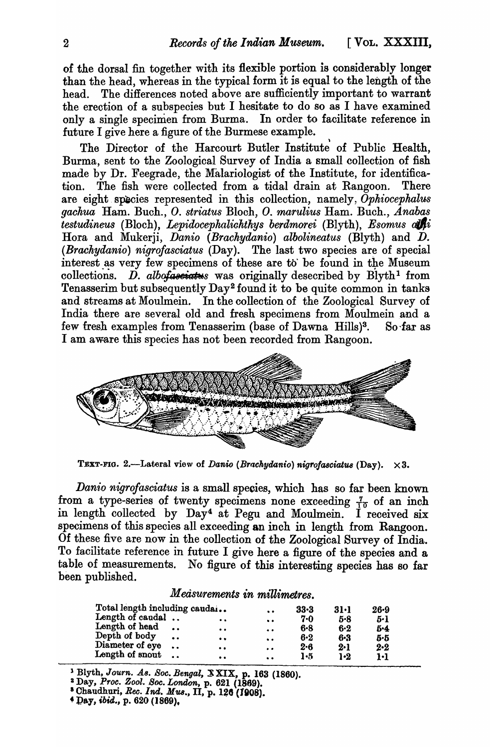of the dorsal fin together with its flexible portion is considerably longer than the head, whereas in the typical form it is equal to the length of the head. The differences noted above are sufficiently important to warrant the erection of a subspecies but I hesitate to do so as I have examined only a single specimen from Burma. In order to facilitate reference in future I give here a figure of the Burmese example.

The Director of the Harcourt Butler Institute of Public Health, Burma, sent to the Zoological Survey of India a small collection of fish made by Dr. Feegrade, the Malariologist of the Institute, for identification. The fish were collected from a tidal drain at Rangoon. There are eight species represented in this collection, namely, *Ophiocephalus gachua* Ham. Buch., *O. striatus* Bloch, *O. marulius* Ham. Buch., *Anabas testudineus* (Bloch), *Lepidocephalichthys berdmorei* (Blyth), *Esomus ahli* Hora and Mukerji, *Danio (Brachydanio) albolineatus* (Blyth) and *D. (Brachydanio) nigrofasciatus* (Day). The last two species are of special interest as very few specimens of these are to be found in the Museum collections. *D. albofasciatus* was originally desecribed by Blyth[1] from Tenasserim but subsequently Day[2] found it to be quite common in tanks and streams at Moulmein. In the collection of the Zoological Survey of India there are several old and fresh specimens from Moulmein and a few fresh examples from Tenasserim (base of Dawna Hills)[3]. So far as I am aware this species has not been recorded from Rangoon.

TEXT-FIG. 2.—Lateral view of *Danio (Brachydanio) nigrofasciatus* (Day). ×3.

*Danio nigrofasciatus* is a small species, which has so far been known from a type-series of twenty specimens none exceeding $\frac{7}{10}$ of an inch in length collected by Day[4] at Pegu and Moulmein. I received six specimens of this species all exceeding an inch in length from Rangoon. Of these five are now in the collection of the Zoological Survey of India. To facilitate reference in future I give here a figure of the species and a table of measurements. No figure of this interesting species has so far been published.

*Measurements in millimetres.*

| | | | |
|---|---|---|---|
| Total length including caudal .. | 33·3 | 31·1 | 26·9 |
| Length of caudal .. | 7·0 | 5·8 | 5·1 |
| Length of head .. | 6·8 | 6·2 | 5·4 |
| Depth of body .. | 6·2 | 6·3 | 5·5 |
| Diameter of eye .. | 2·6 | 2·1 | 2·2 |
| Length of snout .. | 1·5 | 1·2 | 1·1 |

[1] Blyth, *Journ. As. Soc. Bengal*, XXIX, p. 163 (1860).
[2] Day, *Proc. Zool. Soc. London*, p. 621 (1869).
[3] Chaudhuri, *Rec. Ind. Mus.*, II, p. 126 (1908).
[4] Day, *ibid.*, p. 620 (1869).